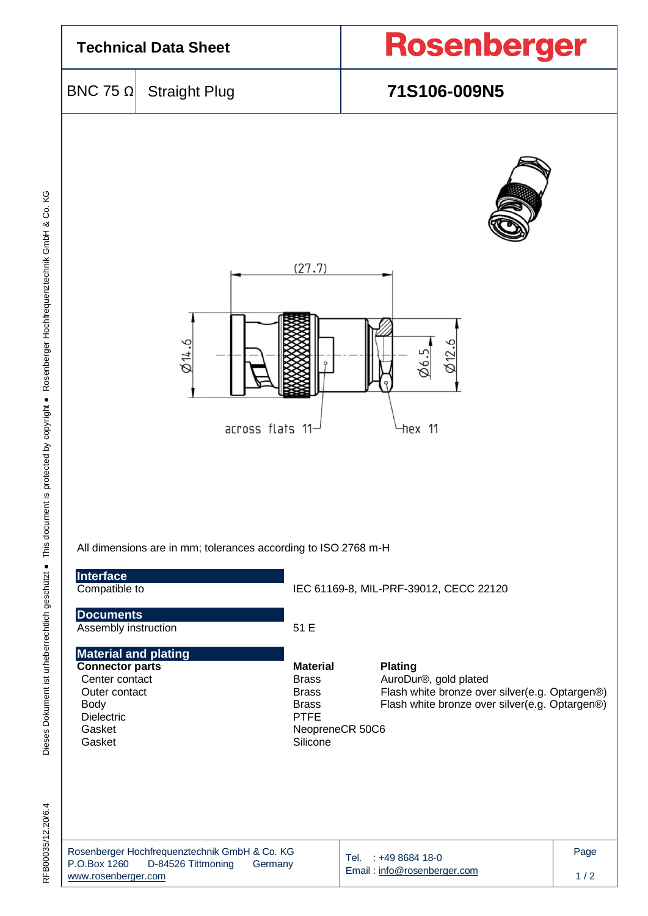# Technical Data Sheet

**Rosenberger**

| BNC 75 Ω | Straight Plug | **71S106-009N5** |
|---|---|---|

(27.7)

Ø14.6 Ø6.5 Ø12.6

across flats 11 hex 11

All dimensions are in mm; tolerances according to ISO 2768 m-H

## Interface

| | |
|---|---|
| Compatible to | IEC 61169-8, MIL-PRF-39012, CECC 22120 |

## Documents

| | |
|---|---|
| Assembly instruction | 51 E |

## Material and plating

| **Connector parts** | **Material** | **Plating** |
|---|---|---|
| Center contact | Brass | AuroDur®, gold plated |
| Outer contact | Brass | Flash white bronze over silver(e.g. Optargen®) |
| Body | Brass | Flash white bronze over silver(e.g. Optargen®) |
| Dielectric | PTFE | |
| Gasket | NeopreneCR 50C6 | |
| Gasket | Silicone | |

Rosenberger Hochfrequenztechnik GmbH & Co. KG
P.O.Box 1260 D-84526 Tittmoning Germany
www.rosenberger.com

Tel. : +49 8684 18-0
Email : info@rosenberger.com

RFB00035/12.20/6.4

Dieses Dokument ist urheberrechtlich geschützt ● This document is protected by copyright ● Rosenberger Hochfrequenztechnik GmbH & Co. KG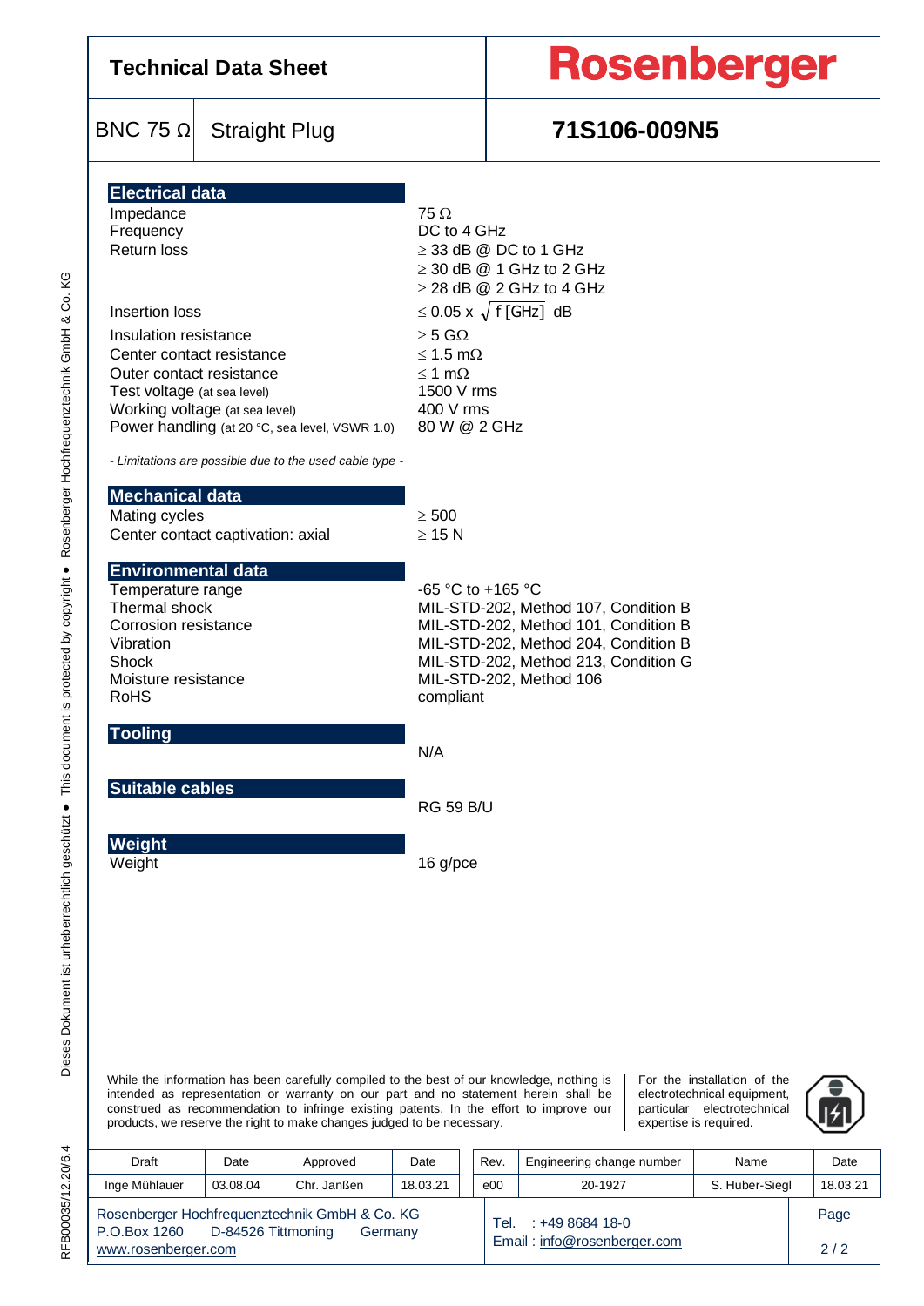# Technical Data Sheet

**Rosenberger**

| BNC 75 Ω | Straight Plug | 71S106-009N5 |
|---|---|---|

## Electrical data

| | |
|---|---|
| Impedance | 75 Ω |
| Frequency | DC to 4 GHz |
| Return loss | ≥ 33 dB @ DC to 1 GHz<br>≥ 30 dB @ 1 GHz to 2 GHz<br>≥ 28 dB @ 2 GHz to 4 GHz |
| Insertion loss | $\leq 0.05 \times \sqrt{f\,[\text{GHz}]}$ dB |
| Insulation resistance | ≥ 5 GΩ |
| Center contact resistance | ≤ 1.5 mΩ |
| Outer contact resistance | ≤ 1 mΩ |
| Test voltage (at sea level) | 1500 V rms |
| Working voltage (at sea level) | 400 V rms |
| Power handling (at 20 °C, sea level, VSWR 1.0) | 80 W @ 2 GHz |

*- Limitations are possible due to the used cable type -*

## Mechanical data

| | |
|---|---|
| Mating cycles | ≥ 500 |
| Center contact captivation: axial | ≥ 15 N |

## Environmental data

| | |
|---|---|
| Temperature range | -65 °C to +165 °C |
| Thermal shock | MIL-STD-202, Method 107, Condition B |
| Corrosion resistance | MIL-STD-202, Method 101, Condition B |
| Vibration | MIL-STD-202, Method 204, Condition B |
| Shock | MIL-STD-202, Method 213, Condition G |
| Moisture resistance | MIL-STD-202, Method 106 |
| RoHS | compliant |

## Tooling

N/A

## Suitable cables

RG 59 B/U

## Weight

| | |
|---|---|
| Weight | 16 g/pce |

While the information has been carefully compiled to the best of our knowledge, nothing is intended as representation or warranty on our part and no statement herein shall be construed as recommendation to infringe existing patents. In the effort to improve our products, we reserve the right to make changes judged to be necessary.

For the installation of the electrotechnical equipment, particular electrotechnical expertise is required.

| Draft | Date | Approved | Date | Rev. | Engineering change number | Name | Date |
|---|---|---|---|---|---|---|---|
| Inge Mühlauer | 03.08.04 | Chr. Janßen | 18.03.21 | e00 | 20-1927 | S. Huber-Siegl | 18.03.21 |

Rosenberger Hochfrequenztechnik GmbH & Co. KG
P.O.Box 1260 D-84526 Tittmoning Germany
www.rosenberger.com

Tel. : +49 8684 18-0
Email : info@rosenberger.com

RFB00035/12.20/6.4

Dieses Dokument ist urheberrechtlich geschützt ● This document is protected by copyright ● Rosenberger Hochfrequenztechnik GmbH & Co. KG